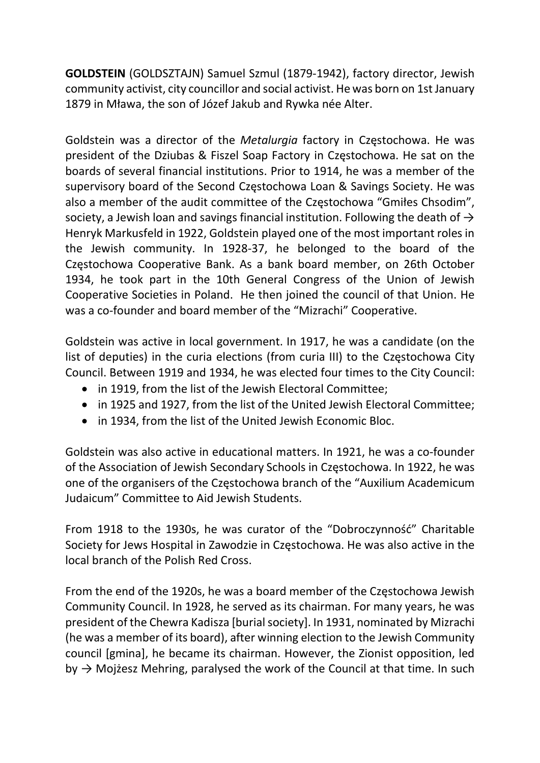**GOLDSTEIN** (GOLDSZTAJN) Samuel Szmul (1879-1942), factory director, Jewish community activist, city councillor and social activist. He was born on 1st January 1879 in Mława, the son of Józef Jakub and Rywka née Alter.

Goldstein was a director of the *Metalurgia* factory in Częstochowa. He was president of the Dziubas & Fiszel Soap Factory in Częstochowa. He sat on the boards of several financial institutions. Prior to 1914, he was a member of the supervisory board of the Second Częstochowa Loan & Savings Society. He was also a member of the audit committee of the Częstochowa "Gmiłes Chsodim", society, a Jewish loan and savings financial institution. Following the death of → Henryk Markusfeld in 1922, Goldstein played one of the most important roles in the Jewish community. In 1928-37, he belonged to the board of the Częstochowa Cooperative Bank. As a bank board member, on 26th October 1934, he took part in the 10th General Congress of the Union of Jewish Cooperative Societies in Poland. He then joined the council of that Union. He was a co-founder and board member of the "Mizrachi" Cooperative.

Goldstein was active in local government. In 1917, he was a candidate (on the list of deputies) in the curia elections (from curia III) to the Częstochowa City Council. Between 1919 and 1934, he was elected four times to the City Council:

- in 1919, from the list of the Jewish Electoral Committee;
- in 1925 and 1927, from the list of the United Jewish Electoral Committee;
- in 1934, from the list of the United Jewish Economic Bloc.

Goldstein was also active in educational matters. In 1921, he was a co-founder of the Association of Jewish Secondary Schools in Częstochowa. In 1922, he was one of the organisers of the Częstochowa branch of the "Auxilium Academicum Judaicum" Committee to Aid Jewish Students.

From 1918 to the 1930s, he was curator of the "Dobroczynność" Charitable Society for Jews Hospital in Zawodzie in Częstochowa. He was also active in the local branch of the Polish Red Cross.

From the end of the 1920s, he was a board member of the Częstochowa Jewish Community Council. In 1928, he served as its chairman. For many years, he was president of the Chewra Kadisza [burial society]. In 1931, nominated by Mizrachi (he was a member of its board), after winning election to the Jewish Community council [gmina], he became its chairman. However, the Zionist opposition, led by → Mojżesz Mehring, paralysed the work of the Council at that time. In such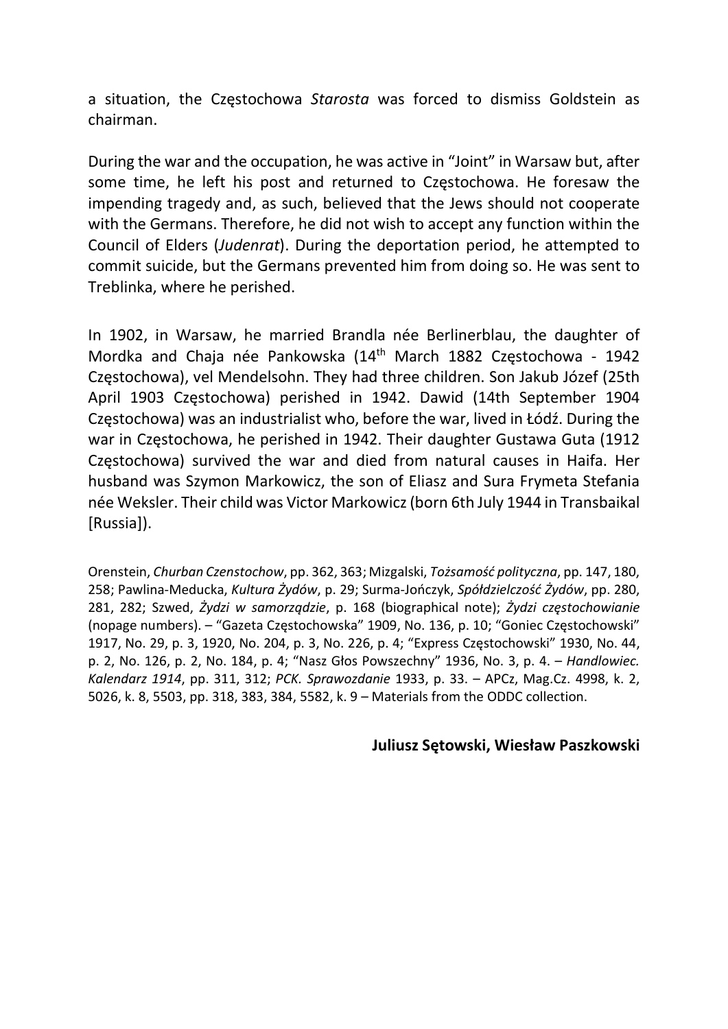a situation, the Częstochowa *Starosta* was forced to dismiss Goldstein as chairman.

During the war and the occupation, he was active in "Joint" in Warsaw but, after some time, he left his post and returned to Częstochowa. He foresaw the impending tragedy and, as such, believed that the Jews should not cooperate with the Germans. Therefore, he did not wish to accept any function within the Council of Elders (*Judenrat*). During the deportation period, he attempted to commit suicide, but the Germans prevented him from doing so. He was sent to Treblinka, where he perished.

In 1902, in Warsaw, he married Brandla née Berlinerblau, the daughter of Mordka and Chaja née Pankowska (14th March 1882 Częstochowa - 1942 Częstochowa), vel Mendelsohn. They had three children. Son Jakub Józef (25th April 1903 Częstochowa) perished in 1942. Dawid (14th September 1904 Częstochowa) was an industrialist who, before the war, lived in Łódź. During the war in Częstochowa, he perished in 1942. Their daughter Gustawa Guta (1912 Częstochowa) survived the war and died from natural causes in Haifa. Her husband was Szymon Markowicz, the son of Eliasz and Sura Frymeta Stefania née Weksler. Their child was Victor Markowicz (born 6th July 1944 in Transbaikal [Russia]).

Orenstein, *Churban Czenstochow*, pp. 362, 363; Mizgalski, *Tożsamość polityczna*, pp. 147, 180, 258; Pawlina-Meducka, *Kultura Żydów*, p. 29; Surma-Jończyk, *Spółdzielczość Żydów*, pp. 280, 281, 282; Szwed, *Żydzi w samorządzie*, p. 168 (biographical note); *Żydzi częstochowianie* (nopage numbers). – "Gazeta Częstochowska" 1909, No. 136, p. 10; "Goniec Częstochowski" 1917, No. 29, p. 3, 1920, No. 204, p. 3, No. 226, p. 4; "Express Częstochowski" 1930, No. 44, p. 2, No. 126, p. 2, No. 184, p. 4; "Nasz Głos Powszechny" 1936, No. 3, p. 4. – *Handlowiec. Kalendarz 1914*, pp. 311, 312; *PCK. Sprawozdanie* 1933, p. 33. – APCz, Mag.Cz. 4998, k. 2, 5026, k. 8, 5503, pp. 318, 383, 384, 5582, k. 9 – Materials from the ODDC collection.

**Juliusz Sętowski, Wiesław Paszkowski**